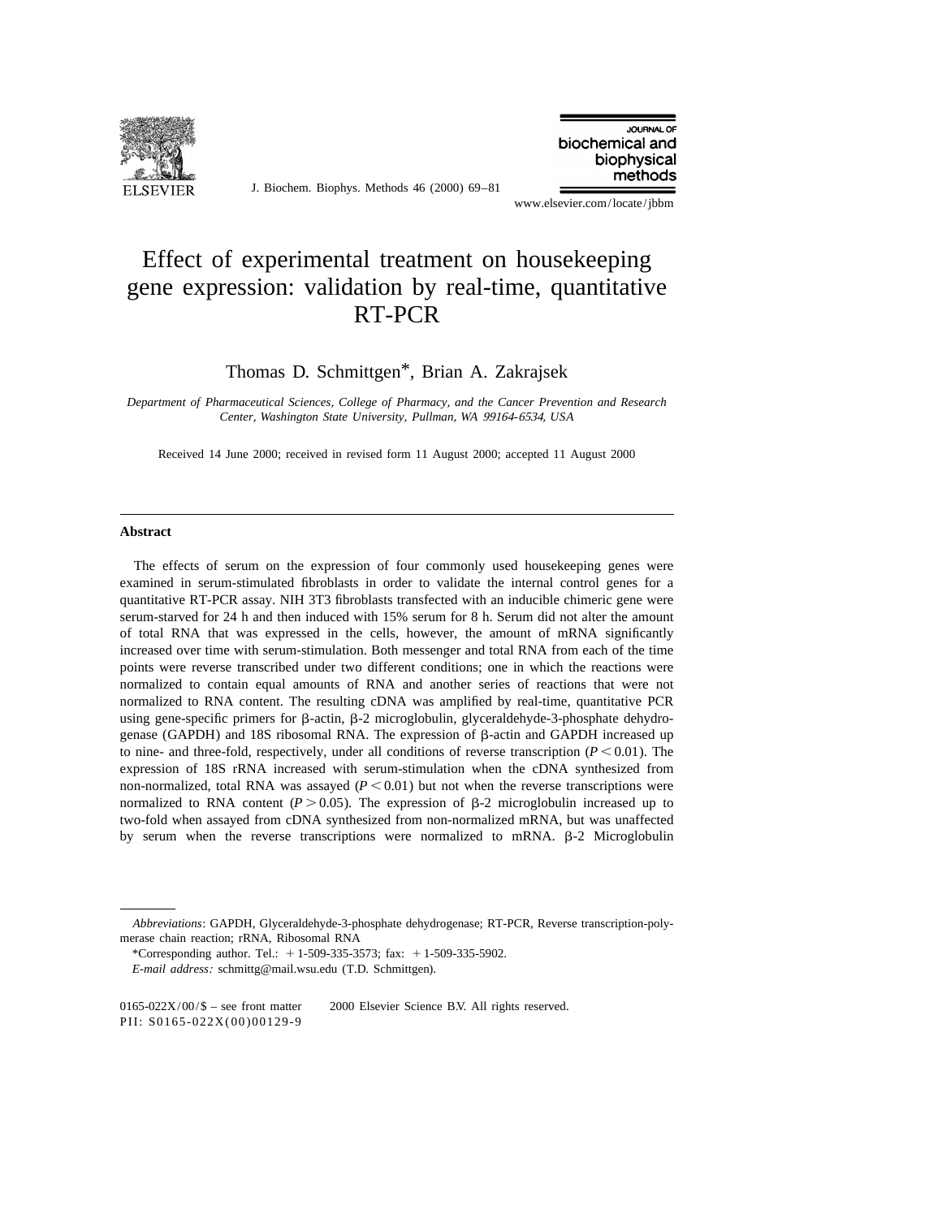# Effect of experimental treatment on housekeeping gene expression: validation by real-time, quantitative RT-PCR

Thomas D. Schmittgen*, Brian A. Zakrajsek

*Department of Pharmaceutical Sciences, College of Pharmacy, and the Cancer Prevention and Research Center, Washington State University, Pullman, WA 99164-6534, USA*

Received 14 June 2000; received in revised form 11 August 2000; accepted 11 August 2000

---

## Abstract

The effects of serum on the expression of four commonly used housekeeping genes were examined in serum-stimulated fibroblasts in order to validate the internal control genes for a quantitative RT-PCR assay. NIH 3T3 fibroblasts transfected with an inducible chimeric gene were serum-starved for 24 h and then induced with 15% serum for 8 h. Serum did not alter the amount of total RNA that was expressed in the cells, however, the amount of mRNA significantly increased over time with serum-stimulation. Both messenger and total RNA from each of the time points were reverse transcribed under two different conditions; one in which the reactions were normalized to contain equal amounts of RNA and another series of reactions that were not normalized to RNA content. The resulting cDNA was amplified by real-time, quantitative PCR using gene-specific primers for β-actin, β-2 microglobulin, glyceraldehyde-3-phosphate dehydrogenase (GAPDH) and 18S ribosomal RNA. The expression of β-actin and GAPDH increased up to nine- and three-fold, respectively, under all conditions of reverse transcription ($P < 0.01$). The expression of 18S rRNA increased with serum-stimulation when the cDNA synthesized from non-normalized, total RNA was assayed ($P < 0.01$) but not when the reverse transcriptions were normalized to RNA content ($P > 0.05$). The expression of β-2 microglobulin increased up to two-fold when assayed from cDNA synthesized from non-normalized mRNA, but was unaffected by serum when the reverse transcriptions were normalized to mRNA. β-2 Microglobulin

---

*Abbreviations*: GAPDH, Glyceraldehyde-3-phosphate dehydrogenase; RT-PCR, Reverse transcription-polymerase chain reaction; rRNA, Ribosomal RNA

*Corresponding author. Tel.: +1-509-335-3573; fax: +1-509-335-5902.

*E-mail address:* schmittg@mail.wsu.edu (T.D. Schmittgen).

0165-022X/00/$ – see front matter © 2000 Elsevier Science B.V. All rights reserved.
PII: S0165-022X(00)00129-9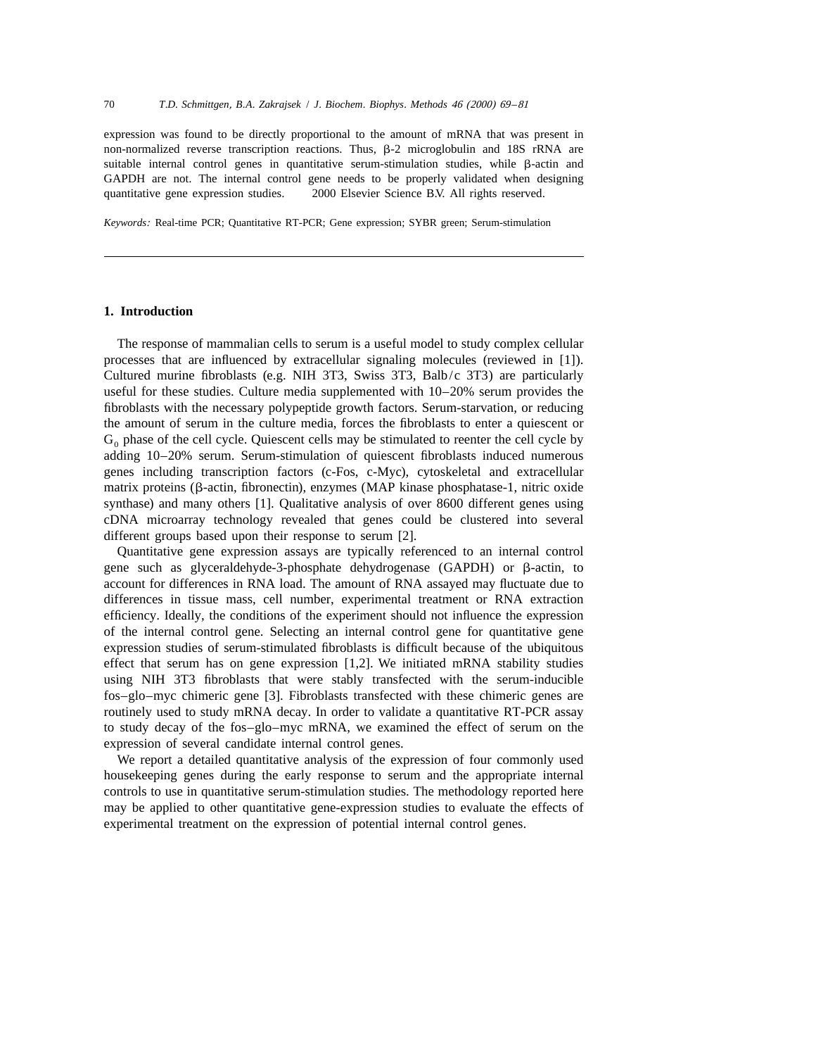expression was found to be directly proportional to the amount of mRNA that was present in non-normalized reverse transcription reactions. Thus, β-2 microglobulin and 18S rRNA are suitable internal control genes in quantitative serum-stimulation studies, while β-actin and GAPDH are not. The internal control gene needs to be properly validated when designing quantitative gene expression studies. © 2000 Elsevier Science B.V. All rights reserved.

*Keywords:* Real-time PCR; Quantitative RT-PCR; Gene expression; SYBR green; Serum-stimulation

---

## 1. Introduction

The response of mammalian cells to serum is a useful model to study complex cellular processes that are influenced by extracellular signaling molecules (reviewed in [1]). Cultured murine fibroblasts (e.g. NIH 3T3, Swiss 3T3, Balb/c 3T3) are particularly useful for these studies. Culture media supplemented with 10–20% serum provides the fibroblasts with the necessary polypeptide growth factors. Serum-starvation, or reducing the amount of serum in the culture media, forces the fibroblasts to enter a quiescent or $G_0$ phase of the cell cycle. Quiescent cells may be stimulated to reenter the cell cycle by adding 10–20% serum. Serum-stimulation of quiescent fibroblasts induced numerous genes including transcription factors (c-Fos, c-Myc), cytoskeletal and extracellular matrix proteins (β-actin, fibronectin), enzymes (MAP kinase phosphatase-1, nitric oxide synthase) and many others [1]. Qualitative analysis of over 8600 different genes using cDNA microarray technology revealed that genes could be clustered into several different groups based upon their response to serum [2].

Quantitative gene expression assays are typically referenced to an internal control gene such as glyceraldehyde-3-phosphate dehydrogenase (GAPDH) or β-actin, to account for differences in RNA load. The amount of RNA assayed may fluctuate due to differences in tissue mass, cell number, experimental treatment or RNA extraction efficiency. Ideally, the conditions of the experiment should not influence the expression of the internal control gene. Selecting an internal control gene for quantitative gene expression studies of serum-stimulated fibroblasts is difficult because of the ubiquitous effect that serum has on gene expression [1,2]. We initiated mRNA stability studies using NIH 3T3 fibroblasts that were stably transfected with the serum-inducible fos–glo–myc chimeric gene [3]. Fibroblasts transfected with these chimeric genes are routinely used to study mRNA decay. In order to validate a quantitative RT-PCR assay to study decay of the fos–glo–myc mRNA, we examined the effect of serum on the expression of several candidate internal control genes.

We report a detailed quantitative analysis of the expression of four commonly used housekeeping genes during the early response to serum and the appropriate internal controls to use in quantitative serum-stimulation studies. The methodology reported here may be applied to other quantitative gene-expression studies to evaluate the effects of experimental treatment on the expression of potential internal control genes.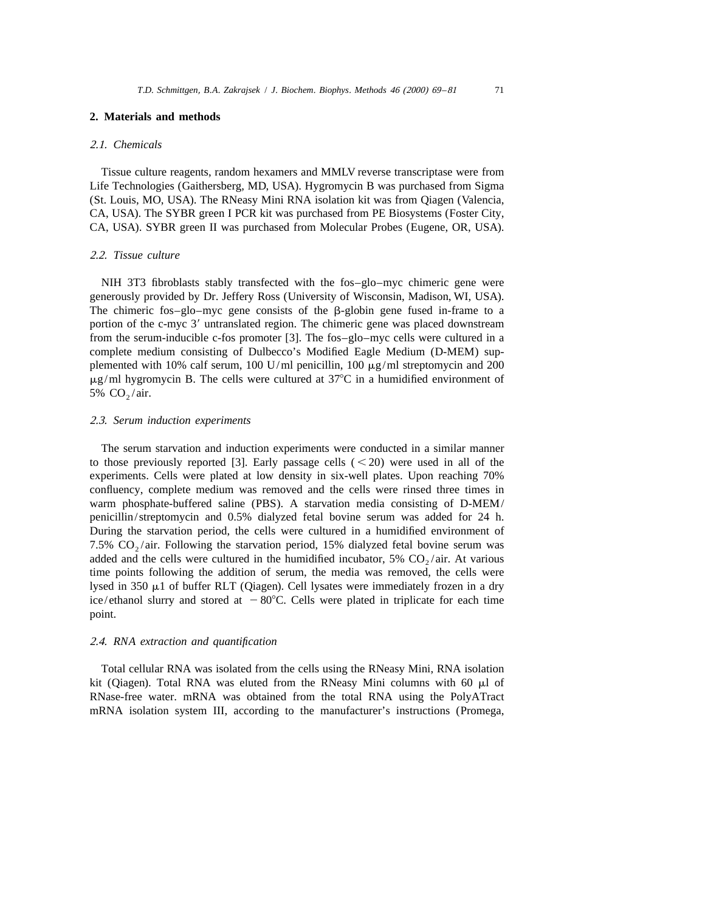## 2. Materials and methods

### *2.1. Chemicals*

Tissue culture reagents, random hexamers and MMLV reverse transcriptase were from Life Technologies (Gaithersberg, MD, USA). Hygromycin B was purchased from Sigma (St. Louis, MO, USA). The RNeasy Mini RNA isolation kit was from Qiagen (Valencia, CA, USA). The SYBR green I PCR kit was purchased from PE Biosystems (Foster City, CA, USA). SYBR green II was purchased from Molecular Probes (Eugene, OR, USA).

### *2.2. Tissue culture*

NIH 3T3 fibroblasts stably transfected with the fos–glo–myc chimeric gene were generously provided by Dr. Jeffery Ross (University of Wisconsin, Madison, WI, USA). The chimeric fos–glo–myc gene consists of the β-globin gene fused in-frame to a portion of the c-myc 3′ untranslated region. The chimeric gene was placed downstream from the serum-inducible c-fos promoter [3]. The fos–glo–myc cells were cultured in a complete medium consisting of Dulbecco's Modified Eagle Medium (D-MEM) supplemented with 10% calf serum, 100 U/ml penicillin, 100 μg/ml streptomycin and 200 μg/ml hygromycin B. The cells were cultured at 37°C in a humidified environment of 5% $CO_2$/air.

### *2.3. Serum induction experiments*

The serum starvation and induction experiments were conducted in a similar manner to those previously reported [3]. Early passage cells (<20) were used in all of the experiments. Cells were plated at low density in six-well plates. Upon reaching 70% confluency, complete medium was removed and the cells were rinsed three times in warm phosphate-buffered saline (PBS). A starvation media consisting of D-MEM/penicillin/streptomycin and 0.5% dialyzed fetal bovine serum was added for 24 h. During the starvation period, the cells were cultured in a humidified environment of 7.5% $CO_2$/air. Following the starvation period, 15% dialyzed fetal bovine serum was added and the cells were cultured in the humidified incubator, 5% $CO_2$/air. At various time points following the addition of serum, the media was removed, the cells were lysed in 350 μ1 of buffer RLT (Qiagen). Cell lysates were immediately frozen in a dry ice/ethanol slurry and stored at −80°C. Cells were plated in triplicate for each time point.

### *2.4. RNA extraction and quantification*

Total cellular RNA was isolated from the cells using the RNeasy Mini, RNA isolation kit (Qiagen). Total RNA was eluted from the RNeasy Mini columns with 60 μl of RNase-free water. mRNA was obtained from the total RNA using the PolyATract mRNA isolation system III, according to the manufacturer's instructions (Promega,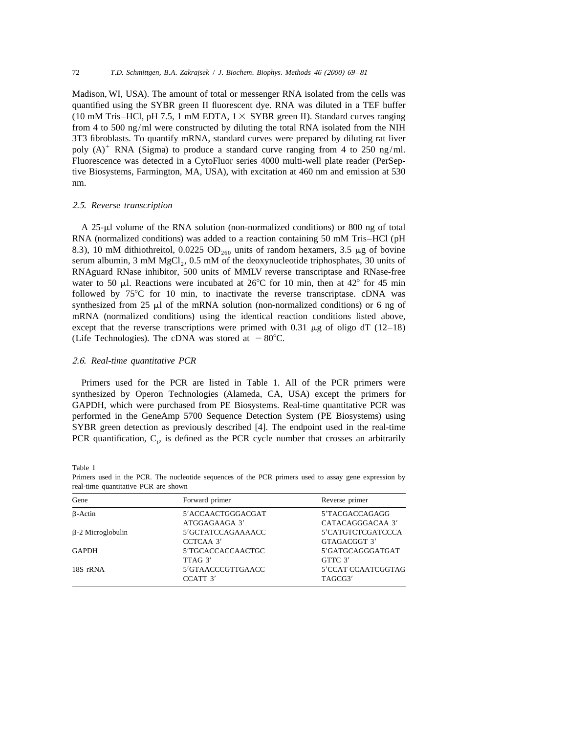Madison, WI, USA). The amount of total or messenger RNA isolated from the cells was quantified using the SYBR green II fluorescent dye. RNA was diluted in a TEF buffer (10 mM Tris–HCl, pH 7.5, 1 mM EDTA, 1× SYBR green II). Standard curves ranging from 4 to 500 ng/ml were constructed by diluting the total RNA isolated from the NIH 3T3 fibroblasts. To quantify mRNA, standard curves were prepared by diluting rat liver poly $(A)^+$ RNA (Sigma) to produce a standard curve ranging from 4 to 250 ng/ml. Fluorescence was detected in a CytoFluor series 4000 multi-well plate reader (PerSeptive Biosystems, Farmington, MA, USA), with excitation at 460 nm and emission at 530 nm.

### *2.5. Reverse transcription*

A 25-μl volume of the RNA solution (non-normalized conditions) or 800 ng of total RNA (normalized conditions) was added to a reaction containing 50 mM Tris–HCl (pH 8.3), 10 mM dithiothreitol, 0.0225 $OD_{260}$ units of random hexamers, 3.5 μg of bovine serum albumin, 3 mM $MgCl_2$, 0.5 mM of the deoxynucleotide triphosphates, 30 units of RNAguard RNase inhibitor, 500 units of MMLV reverse transcriptase and RNase-free water to 50 μl. Reactions were incubated at 26°C for 10 min, then at 42° for 45 min followed by 75°C for 10 min, to inactivate the reverse transcriptase. cDNA was synthesized from 25 μl of the mRNA solution (non-normalized conditions) or 6 ng of mRNA (normalized conditions) using the identical reaction conditions listed above, except that the reverse transcriptions were primed with 0.31 μg of oligo dT (12–18) (Life Technologies). The cDNA was stored at −80°C.

### *2.6. Real-time quantitative PCR*

Primers used for the PCR are listed in Table 1. All of the PCR primers were synthesized by Operon Technologies (Alameda, CA, USA) except the primers for GAPDH, which were purchased from PE Biosystems. Real-time quantitative PCR was performed in the GeneAmp 5700 Sequence Detection System (PE Biosystems) using SYBR green detection as previously described [4]. The endpoint used in the real-time PCR quantification, $C_t$, is defined as the PCR cycle number that crosses an arbitrarily

Table 1
Primers used in the PCR. The nucleotide sequences of the PCR primers used to assay gene expression by real-time quantitative PCR are shown

| Gene | Forward primer | Reverse primer |
|---|---|---|
| β-Actin | 5′ACCAACTGGGACGAT ATGGAGAAGA 3′ | 5′TACGACCAGAGG CATACAGGGACAA 3′ |
| β-2 Microglobulin | 5′GCTATCCAGAAAACC CCTCAA 3′ | 5′CATGTCTCGATCCCA GTAGACGGT 3′ |
| GAPDH | 5′TGCACCACCAACTGC TTAG 3′ | 5′GATGCAGGGATGAT GTTC 3′ |
| 18S rRNA | 5′GTAACCCGTTGAACC CCATT 3′ | 5′CCAT CCAATCGGTAG TAGCG3′ |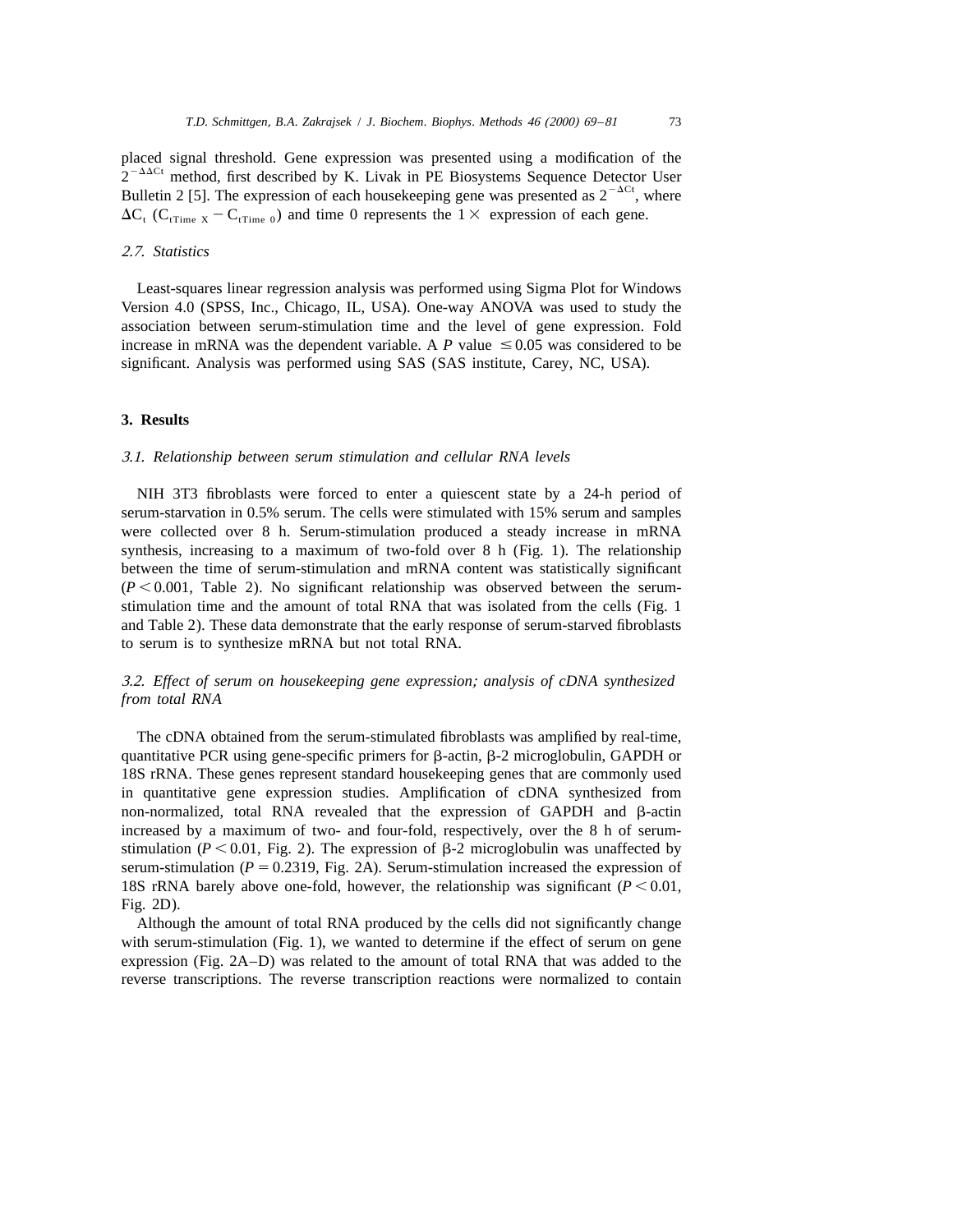placed signal threshold. Gene expression was presented using a modification of the $2^{-\Delta\Delta C_t}$ method, first described by K. Livak in PE Biosystems Sequence Detector User Bulletin 2 [5]. The expression of each housekeeping gene was presented as $2^{-\Delta C_t}$, where $\Delta C_t$ ($C_{t\text{Time X}} - C_{t\text{Time 0}}$) and time 0 represents the 1× expression of each gene.

### 2.7. Statistics

Least-squares linear regression analysis was performed using Sigma Plot for Windows Version 4.0 (SPSS, Inc., Chicago, IL, USA). One-way ANOVA was used to study the association between serum-stimulation time and the level of gene expression. Fold increase in mRNA was the dependent variable. A $P$ value $\leq 0.05$ was considered to be significant. Analysis was performed using SAS (SAS institute, Carey, NC, USA).

## 3. Results

### 3.1. Relationship between serum stimulation and cellular RNA levels

NIH 3T3 fibroblasts were forced to enter a quiescent state by a 24-h period of serum-starvation in 0.5% serum. The cells were stimulated with 15% serum and samples were collected over 8 h. Serum-stimulation produced a steady increase in mRNA synthesis, increasing to a maximum of two-fold over 8 h (Fig. 1). The relationship between the time of serum-stimulation and mRNA content was statistically significant ($P < 0.001$, Table 2). No significant relationship was observed between the serum-stimulation time and the amount of total RNA that was isolated from the cells (Fig. 1 and Table 2). These data demonstrate that the early response of serum-starved fibroblasts to serum is to synthesize mRNA but not total RNA.

### 3.2. Effect of serum on housekeeping gene expression; analysis of cDNA synthesized from total RNA

The cDNA obtained from the serum-stimulated fibroblasts was amplified by real-time, quantitative PCR using gene-specific primers for β-actin, β-2 microglobulin, GAPDH or 18S rRNA. These genes represent standard housekeeping genes that are commonly used in quantitative gene expression studies. Amplification of cDNA synthesized from non-normalized, total RNA revealed that the expression of GAPDH and β-actin increased by a maximum of two- and four-fold, respectively, over the 8 h of serum-stimulation ($P < 0.01$, Fig. 2). The expression of β-2 microglobulin was unaffected by serum-stimulation ($P = 0.2319$, Fig. 2A). Serum-stimulation increased the expression of 18S rRNA barely above one-fold, however, the relationship was significant ($P < 0.01$, Fig. 2D).

Although the amount of total RNA produced by the cells did not significantly change with serum-stimulation (Fig. 1), we wanted to determine if the effect of serum on gene expression (Fig. 2A–D) was related to the amount of total RNA that was added to the reverse transcriptions. The reverse transcription reactions were normalized to contain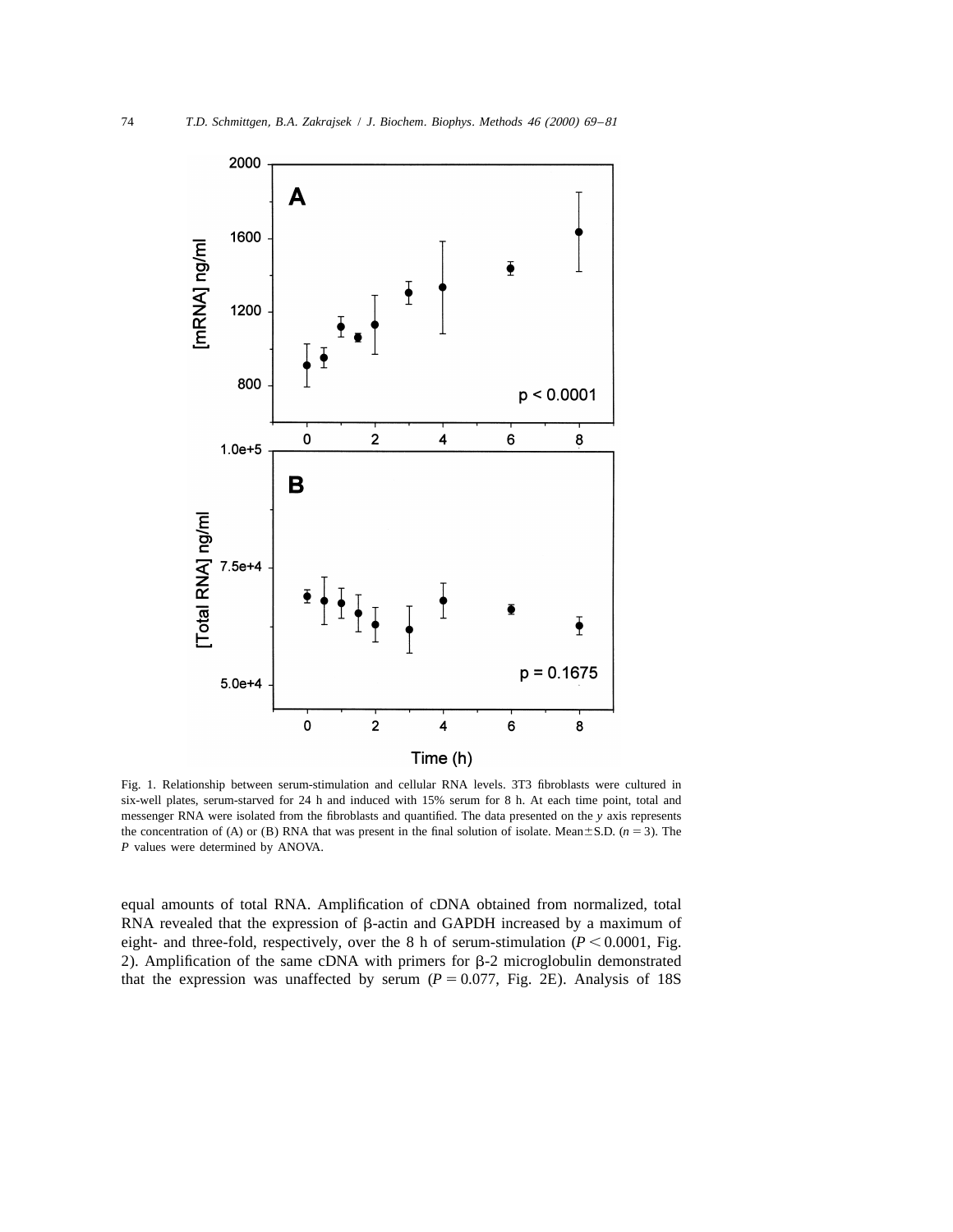A

2000

1600

1200

800

[mRNA] ng/ml

p < 0.0001

0 2 4 6 8

B

1.0e+5

7.5e+4

5.0e+4

[Total RNA] ng/ml

p = 0.1675

0 2 4 6 8

Time (h)

Fig. 1. Relationship between serum-stimulation and cellular RNA levels. 3T3 fibroblasts were cultured in six-well plates, serum-starved for 24 h and induced with 15% serum for 8 h. At each time point, total and messenger RNA were isolated from the fibroblasts and quantified. The data presented on the *y* axis represents the concentration of (A) or (B) RNA that was present in the final solution of isolate. Mean±S.D. ($n = 3$). The *P* values were determined by ANOVA.

equal amounts of total RNA. Amplification of cDNA obtained from normalized, total RNA revealed that the expression of β-actin and GAPDH increased by a maximum of eight- and three-fold, respectively, over the 8 h of serum-stimulation ($P < 0.0001$, Fig. 2). Amplification of the same cDNA with primers for β-2 microglobulin demonstrated that the expression was unaffected by serum ($P = 0.077$, Fig. 2E). Analysis of 18S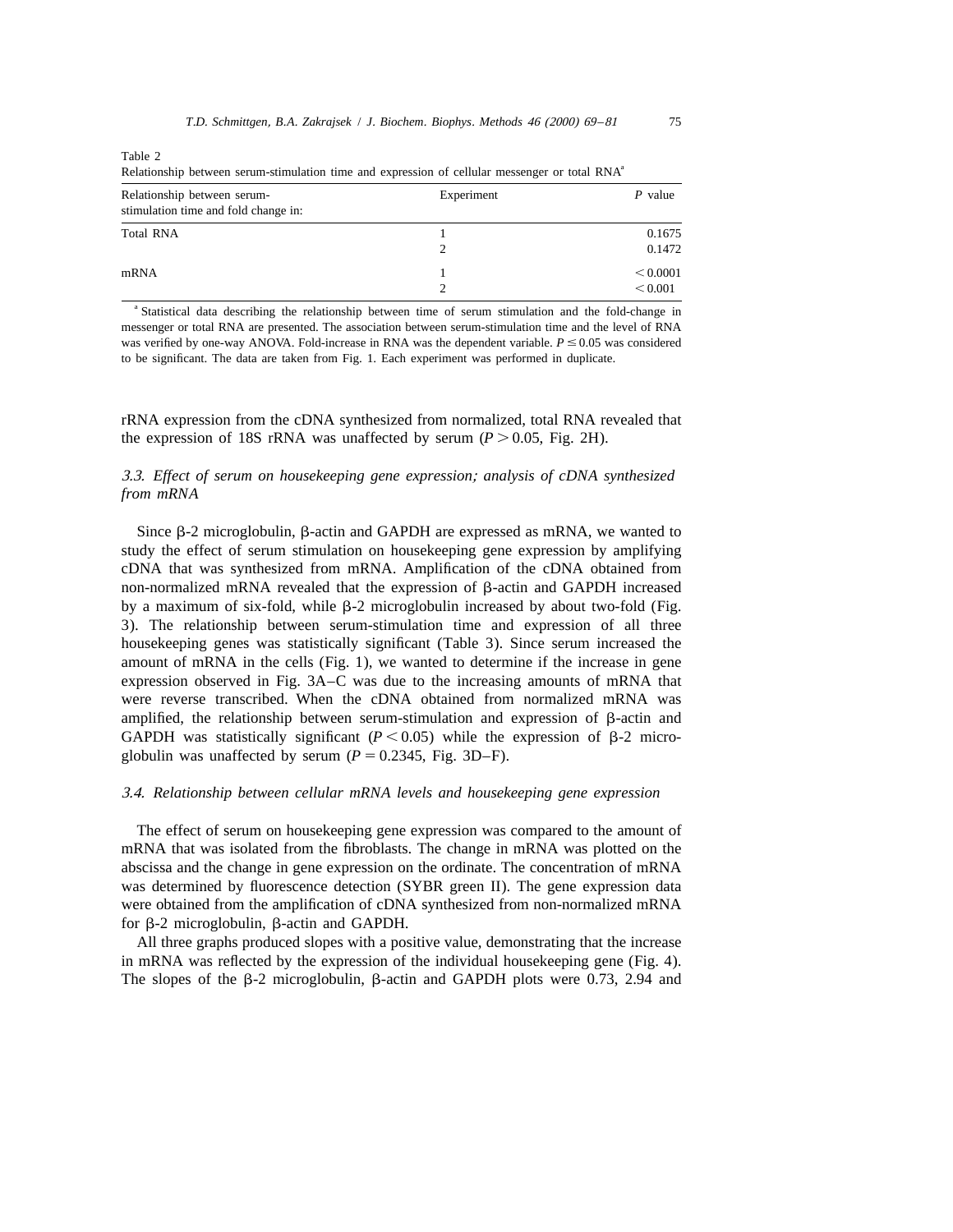Table 2
Relationship between serum-stimulation time and expression of cellular messenger or total RNA[a]

| Relationship between serum-stimulation time and fold change in: | Experiment | $P$ value |
|---|---|---|
| Total RNA | 1 | 0.1675 |
| | 2 | 0.1472 |
| mRNA | 1 | $<0.0001$ |
| | 2 | $<0.001$ |

[a] Statistical data describing the relationship between time of serum stimulation and the fold-change in messenger or total RNA are presented. The association between serum-stimulation time and the level of RNA was verified by one-way ANOVA. Fold-increase in RNA was the dependent variable. $P \leq 0.05$ was considered to be significant. The data are taken from Fig. 1. Each experiment was performed in duplicate.

rRNA expression from the cDNA synthesized from normalized, total RNA revealed that the expression of 18S rRNA was unaffected by serum ($P > 0.05$, Fig. 2H).

### *3.3. Effect of serum on housekeeping gene expression; analysis of cDNA synthesized from mRNA*

Since β-2 microglobulin, β-actin and GAPDH are expressed as mRNA, we wanted to study the effect of serum stimulation on housekeeping gene expression by amplifying cDNA that was synthesized from mRNA. Amplification of the cDNA obtained from non-normalized mRNA revealed that the expression of β-actin and GAPDH increased by a maximum of six-fold, while β-2 microglobulin increased by about two-fold (Fig. 3). The relationship between serum-stimulation time and expression of all three housekeeping genes was statistically significant (Table 3). Since serum increased the amount of mRNA in the cells (Fig. 1), we wanted to determine if the increase in gene expression observed in Fig. 3A–C was due to the increasing amounts of mRNA that were reverse transcribed. When the cDNA obtained from normalized mRNA was amplified, the relationship between serum-stimulation and expression of β-actin and GAPDH was statistically significant ($P < 0.05$) while the expression of β-2 microglobulin was unaffected by serum ($P = 0.2345$, Fig. 3D–F).

### *3.4. Relationship between cellular mRNA levels and housekeeping gene expression*

The effect of serum on housekeeping gene expression was compared to the amount of mRNA that was isolated from the fibroblasts. The change in mRNA was plotted on the abscissa and the change in gene expression on the ordinate. The concentration of mRNA was determined by fluorescence detection (SYBR green II). The gene expression data were obtained from the amplification of cDNA synthesized from non-normalized mRNA for β-2 microglobulin, β-actin and GAPDH.

All three graphs produced slopes with a positive value, demonstrating that the increase in mRNA was reflected by the expression of the individual housekeeping gene (Fig. 4). The slopes of the β-2 microglobulin, β-actin and GAPDH plots were 0.73, 2.94 and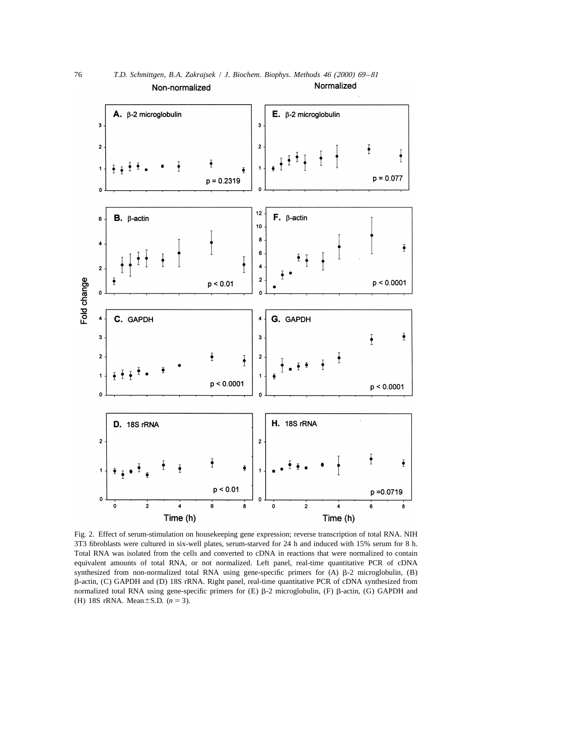Non-normalized

Normalized

A. β-2 microglobulin

p = 0.2319

E. β-2 microglobulin

p = 0.077

B. β-actin

p < 0.01

F. β-actin

p < 0.0001

C. GAPDH

p < 0.0001

G. GAPDH

p < 0.0001

D. 18S rRNA

p < 0.01

H. 18S rRNA

p =0.0719

Fold change

Time (h)

Time (h)

Fig. 2. Effect of serum-stimulation on housekeeping gene expression; reverse transcription of total RNA. NIH 3T3 fibroblasts were cultured in six-well plates, serum-starved for 24 h and induced with 15% serum for 8 h. Total RNA was isolated from the cells and converted to cDNA in reactions that were normalized to contain equivalent amounts of total RNA, or not normalized. Left panel, real-time quantitative PCR of cDNA synthesized from non-normalized total RNA using gene-specific primers for (A) β-2 microglobulin, (B) β-actin, (C) GAPDH and (D) 18S rRNA. Right panel, real-time quantitative PCR of cDNA synthesized from normalized total RNA using gene-specific primers for (E) β-2 microglobulin, (F) β-actin, (G) GAPDH and (H) 18S rRNA. Mean±S.D. ($n = 3$).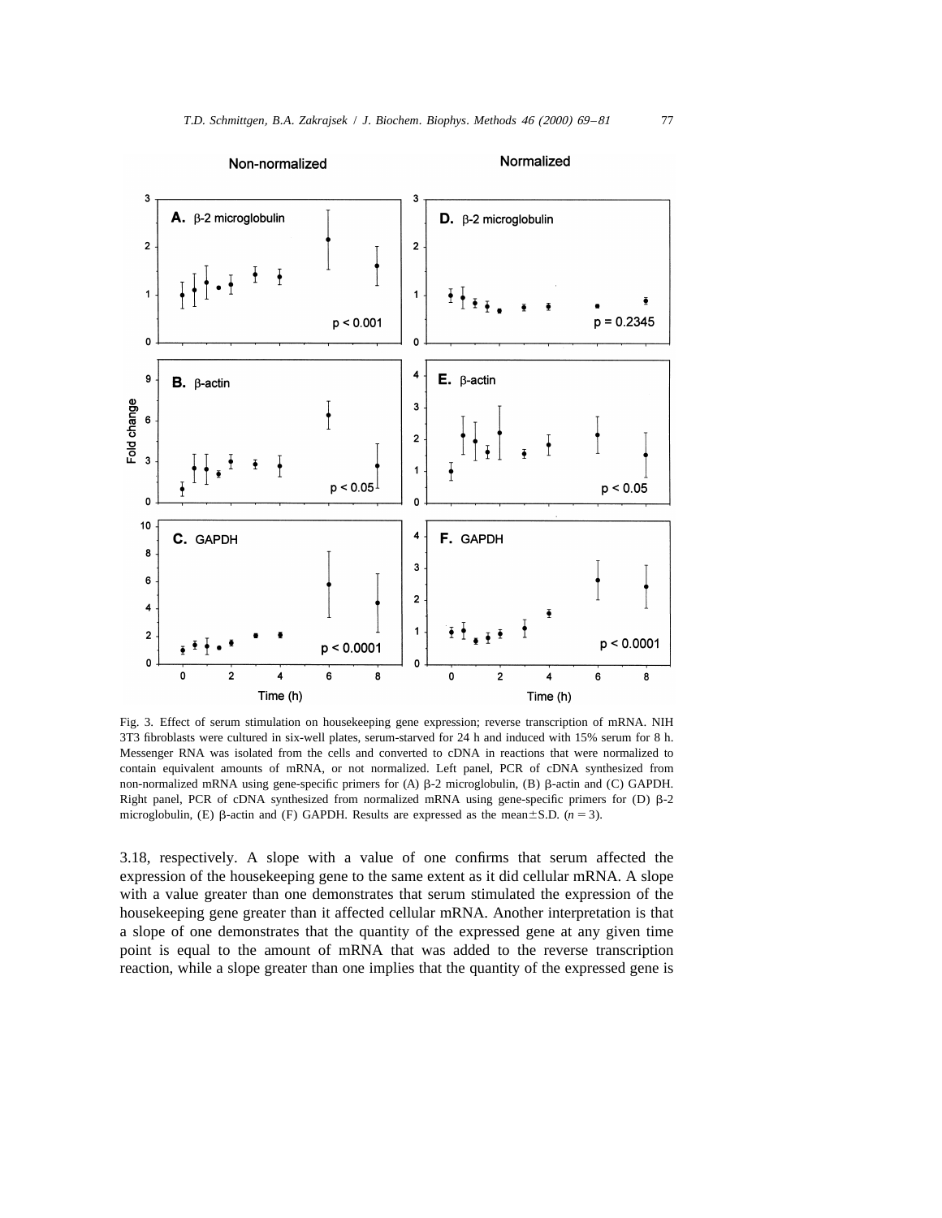Non-normalized

Normalized

A. β-2 microglobulin

p < 0.001

D. β-2 microglobulin

p = 0.2345

B. β-actin

p < 0.05

E. β-actin

p < 0.05

C. GAPDH

p < 0.0001

F. GAPDH

p < 0.0001

Fold change

Time (h)

Time (h)

Fig. 3. Effect of serum stimulation on housekeeping gene expression; reverse transcription of mRNA. NIH 3T3 fibroblasts were cultured in six-well plates, serum-starved for 24 h and induced with 15% serum for 8 h. Messenger RNA was isolated from the cells and converted to cDNA in reactions that were normalized to contain equivalent amounts of mRNA, or not normalized. Left panel, PCR of cDNA synthesized from non-normalized mRNA using gene-specific primers for (A) β-2 microglobulin, (B) β-actin and (C) GAPDH. Right panel, PCR of cDNA synthesized from normalized mRNA using gene-specific primers for (D) β-2 microglobulin, (E) β-actin and (F) GAPDH. Results are expressed as the mean±S.D. ($n = 3$).

3.18, respectively. A slope with a value of one confirms that serum affected the expression of the housekeeping gene to the same extent as it did cellular mRNA. A slope with a value greater than one demonstrates that serum stimulated the expression of the housekeeping gene greater than it affected cellular mRNA. Another interpretation is that a slope of one demonstrates that the quantity of the expressed gene at any given time point is equal to the amount of mRNA that was added to the reverse transcription reaction, while a slope greater than one implies that the quantity of the expressed gene is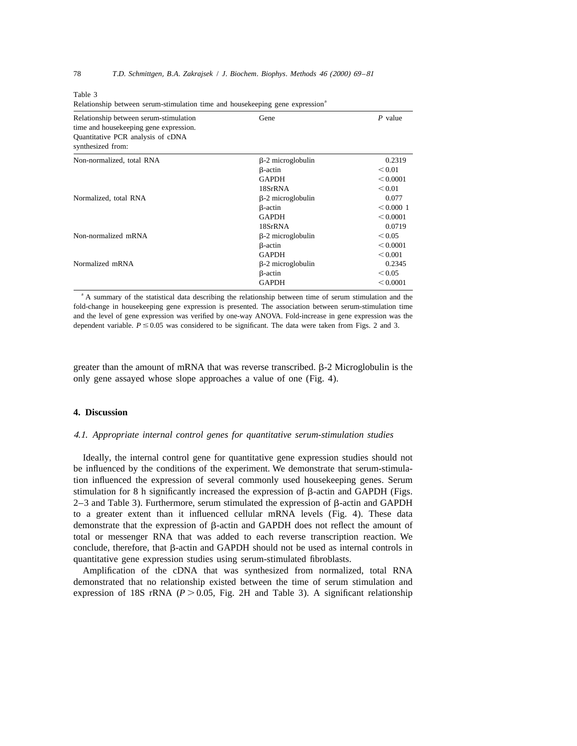Table 3
Relationship between serum-stimulation time and housekeeping gene expression[a]

| Relationship between serum-stimulation time and housekeeping gene expression. Quantitative PCR analysis of cDNA synthesized from: | Gene | $P$ value |
|---|---|---|
| Non-normalized, total RNA | β-2 microglobulin | 0.2319 |
| | β-actin | $< 0.01$ |
| | GAPDH | $< 0.0001$ |
| | 18SrRNA | $< 0.01$ |
| Normalized, total RNA | β-2 microglobulin | 0.077 |
| | β-actin | $< 0.0001$ |
| | GAPDH | $< 0.0001$ |
| | 18SrRNA | 0.0719 |
| Non-normalized mRNA | β-2 microglobulin | $< 0.05$ |
| | β-actin | $< 0.0001$ |
| | GAPDH | $< 0.001$ |
| Normalized mRNA | β-2 microglobulin | 0.2345 |
| | β-actin | $< 0.05$ |
| | GAPDH | $< 0.0001$ |

[a] A summary of the statistical data describing the relationship between time of serum stimulation and the fold-change in housekeeping gene expression is presented. The association between serum-stimulation time and the level of gene expression was verified by one-way ANOVA. Fold-increase in gene expression was the dependent variable. $P \leq 0.05$ was considered to be significant. The data were taken from Figs. 2 and 3.

greater than the amount of mRNA that was reverse transcribed. β-2 Microglobulin is the only gene assayed whose slope approaches a value of one (Fig. 4).

## 4. Discussion

### *4.1. Appropriate internal control genes for quantitative serum-stimulation studies*

Ideally, the internal control gene for quantitative gene expression studies should not be influenced by the conditions of the experiment. We demonstrate that serum-stimulation influenced the expression of several commonly used housekeeping genes. Serum stimulation for 8 h significantly increased the expression of β-actin and GAPDH (Figs. 2–3 and Table 3). Furthermore, serum stimulated the expression of β-actin and GAPDH to a greater extent than it influenced cellular mRNA levels (Fig. 4). These data demonstrate that the expression of β-actin and GAPDH does not reflect the amount of total or messenger RNA that was added to each reverse transcription reaction. We conclude, therefore, that β-actin and GAPDH should not be used as internal controls in quantitative gene expression studies using serum-stimulated fibroblasts.

Amplification of the cDNA that was synthesized from normalized, total RNA demonstrated that no relationship existed between the time of serum stimulation and expression of 18S rRNA ($P > 0.05$, Fig. 2H and Table 3). A significant relationship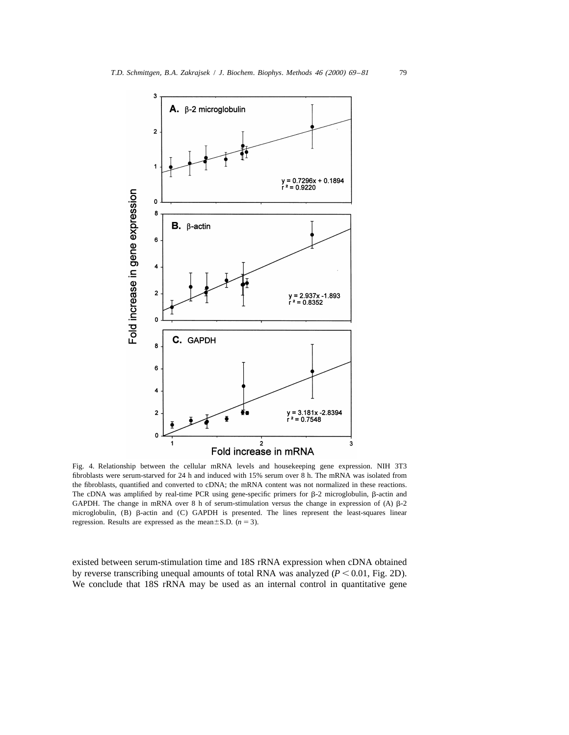A. β-2 microglobulin

y = 0.7296x + 0.1894
r² = 0.9220

B. β-actin

y = 2.937x -1.893
r² = 0.8352

C. GAPDH

y = 3.181x -2.8394
r² = 0.7548

Fold increase in gene expression

Fold increase in mRNA

Fig. 4. Relationship between the cellular mRNA levels and housekeeping gene expression. NIH 3T3 fibroblasts were serum-starved for 24 h and induced with 15% serum over 8 h. The mRNA was isolated from the fibroblasts, quantified and converted to cDNA; the mRNA content was not normalized in these reactions. The cDNA was amplified by real-time PCR using gene-specific primers for β-2 microglobulin, β-actin and GAPDH. The change in mRNA over 8 h of serum-stimulation versus the change in expression of (A) β-2 microglobulin, (B) β-actin and (C) GAPDH is presented. The lines represent the least-squares linear regression. Results are expressed as the mean±S.D. ($n = 3$).

existed between serum-stimulation time and 18S rRNA expression when cDNA obtained by reverse transcribing unequal amounts of total RNA was analyzed ($P < 0.01$, Fig. 2D). We conclude that 18S rRNA may be used as an internal control in quantitative gene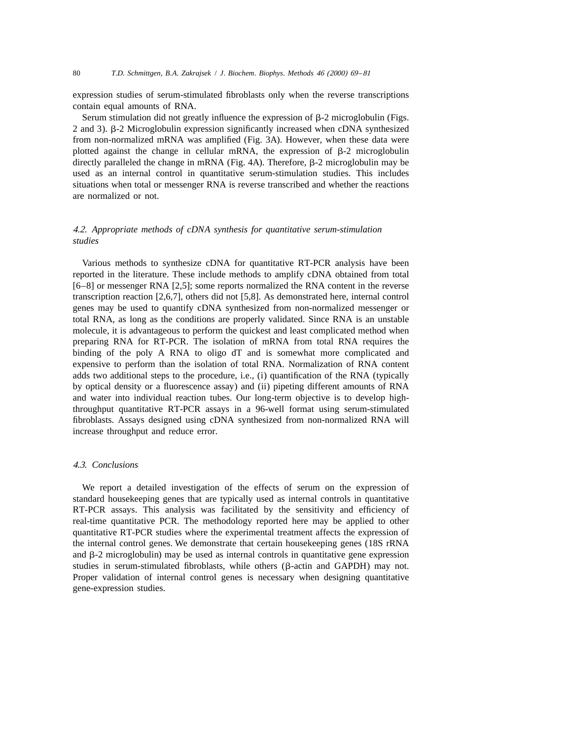expression studies of serum-stimulated fibroblasts only when the reverse transcriptions contain equal amounts of RNA.

Serum stimulation did not greatly influence the expression of β-2 microglobulin (Figs. 2 and 3). β-2 Microglobulin expression significantly increased when cDNA synthesized from non-normalized mRNA was amplified (Fig. 3A). However, when these data were plotted against the change in cellular mRNA, the expression of β-2 microglobulin directly paralleled the change in mRNA (Fig. 4A). Therefore, β-2 microglobulin may be used as an internal control in quantitative serum-stimulation studies. This includes situations when total or messenger RNA is reverse transcribed and whether the reactions are normalized or not.

### *4.2. Appropriate methods of cDNA synthesis for quantitative serum-stimulation studies*

Various methods to synthesize cDNA for quantitative RT-PCR analysis have been reported in the literature. These include methods to amplify cDNA obtained from total [6–8] or messenger RNA [2,5]; some reports normalized the RNA content in the reverse transcription reaction [2,6,7], others did not [5,8]. As demonstrated here, internal control genes may be used to quantify cDNA synthesized from non-normalized messenger or total RNA, as long as the conditions are properly validated. Since RNA is an unstable molecule, it is advantageous to perform the quickest and least complicated method when preparing RNA for RT-PCR. The isolation of mRNA from total RNA requires the binding of the poly A RNA to oligo dT and is somewhat more complicated and expensive to perform than the isolation of total RNA. Normalization of RNA content adds two additional steps to the procedure, i.e., (i) quantification of the RNA (typically by optical density or a fluorescence assay) and (ii) pipeting different amounts of RNA and water into individual reaction tubes. Our long-term objective is to develop high-throughput quantitative RT-PCR assays in a 96-well format using serum-stimulated fibroblasts. Assays designed using cDNA synthesized from non-normalized RNA will increase throughput and reduce error.

### *4.3. Conclusions*

We report a detailed investigation of the effects of serum on the expression of standard housekeeping genes that are typically used as internal controls in quantitative RT-PCR assays. This analysis was facilitated by the sensitivity and efficiency of real-time quantitative PCR. The methodology reported here may be applied to other quantitative RT-PCR studies where the experimental treatment affects the expression of the internal control genes. We demonstrate that certain housekeeping genes (18S rRNA and β-2 microglobulin) may be used as internal controls in quantitative gene expression studies in serum-stimulated fibroblasts, while others (β-actin and GAPDH) may not. Proper validation of internal control genes is necessary when designing quantitative gene-expression studies.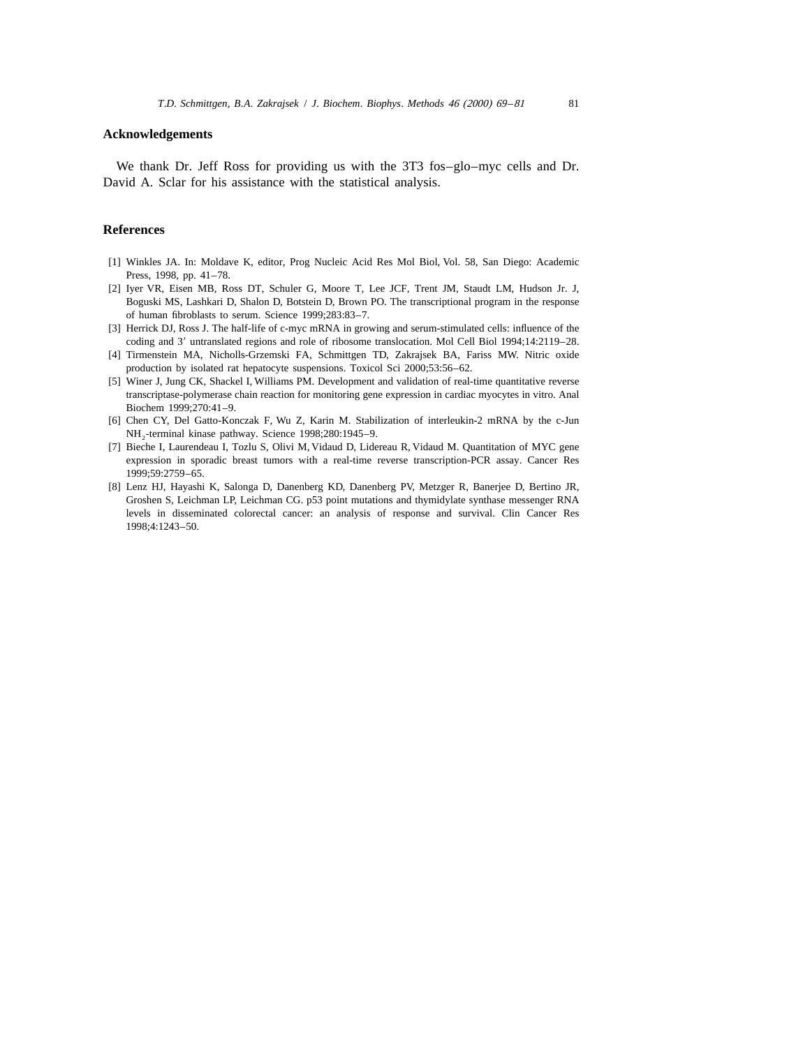## Acknowledgements

We thank Dr. Jeff Ross for providing us with the 3T3 fos–glo–myc cells and Dr. David A. Sclar for his assistance with the statistical analysis.

## References

[1] Winkles JA. In: Moldave K, editor, Prog Nucleic Acid Res Mol Biol, Vol. 58, San Diego: Academic Press, 1998, pp. 41–78.

[2] Iyer VR, Eisen MB, Ross DT, Schuler G, Moore T, Lee JCF, Trent JM, Staudt LM, Hudson Jr. J, Boguski MS, Lashkari D, Shalon D, Botstein D, Brown PO. The transcriptional program in the response of human fibroblasts to serum. Science 1999;283:83–7.

[3] Herrick DJ, Ross J. The half-life of c-myc mRNA in growing and serum-stimulated cells: influence of the coding and 3′ untranslated regions and role of ribosome translocation. Mol Cell Biol 1994;14:2119–28.

[4] Tirmenstein MA, Nicholls-Grzemski FA, Schmittgen TD, Zakrajsek BA, Fariss MW. Nitric oxide production by isolated rat hepatocyte suspensions. Toxicol Sci 2000;53:56–62.

[5] Winer J, Jung CK, Shackel I, Williams PM. Development and validation of real-time quantitative reverse transcriptase-polymerase chain reaction for monitoring gene expression in cardiac myocytes in vitro. Anal Biochem 1999;270:41–9.

[6] Chen CY, Del Gatto-Konczak F, Wu Z, Karin M. Stabilization of interleukin-2 mRNA by the c-Jun $NH_2$-terminal kinase pathway. Science 1998;280:1945–9.

[7] Bieche I, Laurendeau I, Tozlu S, Olivi M, Vidaud D, Lidereau R, Vidaud M. Quantitation of MYC gene expression in sporadic breast tumors with a real-time reverse transcription-PCR assay. Cancer Res 1999;59:2759–65.

[8] Lenz HJ, Hayashi K, Salonga D, Danenberg KD, Danenberg PV, Metzger R, Banerjee D, Bertino JR, Groshen S, Leichman LP, Leichman CG. p53 point mutations and thymidylate synthase messenger RNA levels in disseminated colorectal cancer: an analysis of response and survival. Clin Cancer Res 1998;4:1243–50.